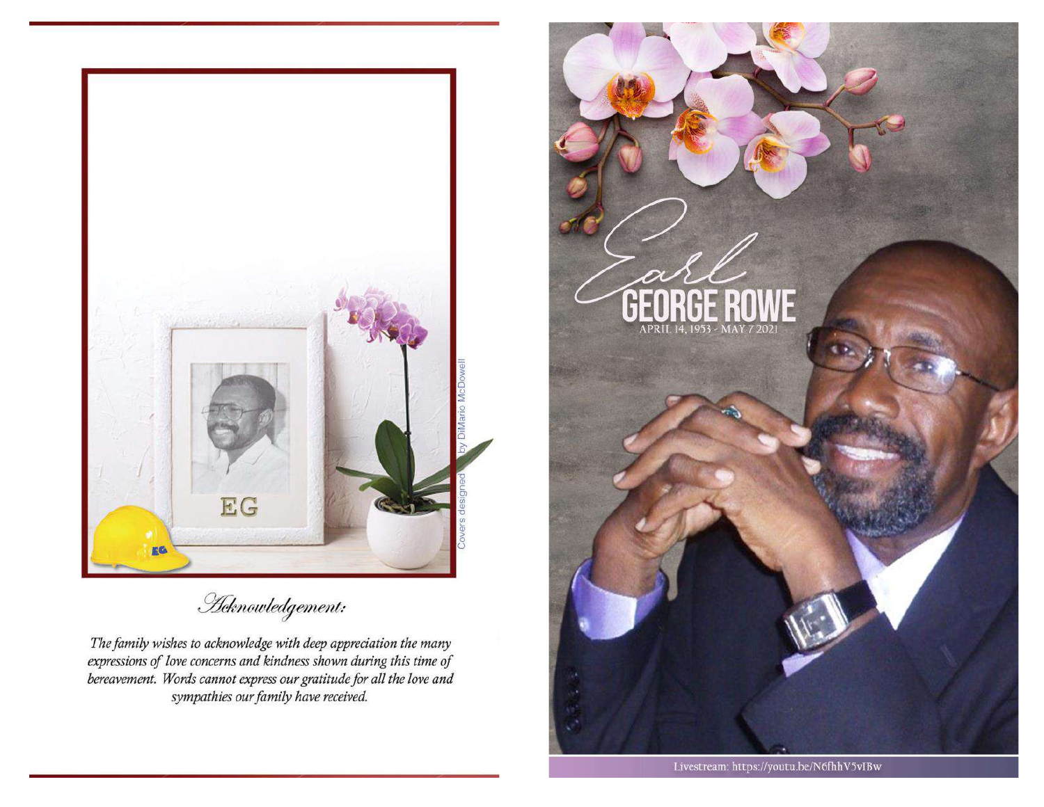*Acknowledgement:*

*The family wishes to acknowledge with deep appreciation the many expressions of love concerns and kindness shown during this time of bereavement. Words cannot express our gratitude for all the love and sympathies our family have received.*

Covers designed by DiMario McDowell

# Earl GEORGE ROWE

APRIL 14, 1953 - MAY 7 2021

Livestream: https://youtu.be/N6fhhV5vIBw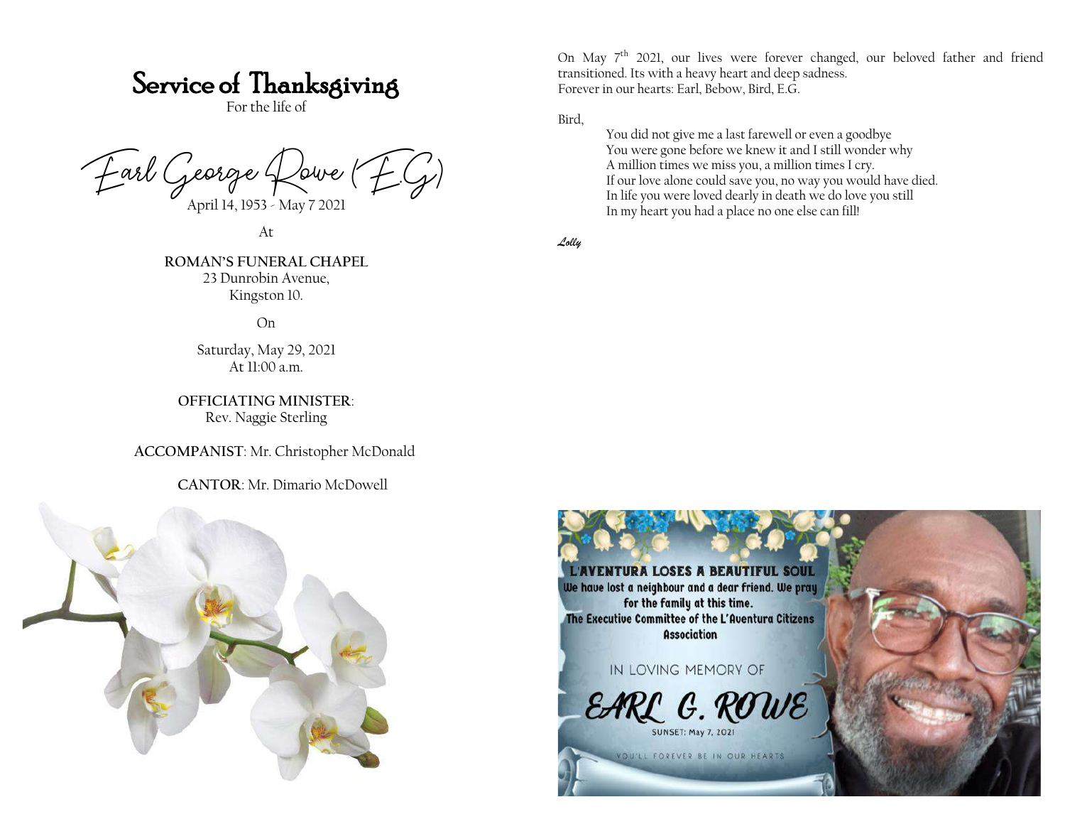# Service of Thanksgiving

For the life of

## Earl George Rowe (E.G)

April 14, 1953 - May 7 2021

At

**ROMAN'S FUNERAL CHAPEL**
23 Dunrobin Avenue,
Kingston 10.

On

Saturday, May 29, 2021
At 11:00 a.m.

**OFFICIATING MINISTER**:
Rev. Naggie Sterling

**ACCOMPANIST**: Mr. Christopher McDonald

**CANTOR**: Mr. Dimario McDowell

On May 7th 2021, our lives were forever changed, our beloved father and friend transitioned. Its with a heavy heart and deep sadness.
Forever in our hearts: Earl, Bebow, Bird, E.G.

Bird,

You did not give me a last farewell or even a goodbye
You were gone before we knew it and I still wonder why
A million times we miss you, a million times I cry.
If our love alone could save you, no way you would have died.
In life you were loved dearly in death we do love you still
In my heart you had a place no one else can fill!

*Lolly*

L'AVENTURA LOSES A BEAUTIFUL SOUL
We have lost a neighbour and a dear friend. We pray for the family at this time.
The Executive Committee of the L'Aventura Citizens Association

IN LOVING MEMORY OF
EARL G. ROWE
SUNSET: May 7, 2021
YOU'LL FOREVER BE IN OUR HEARTS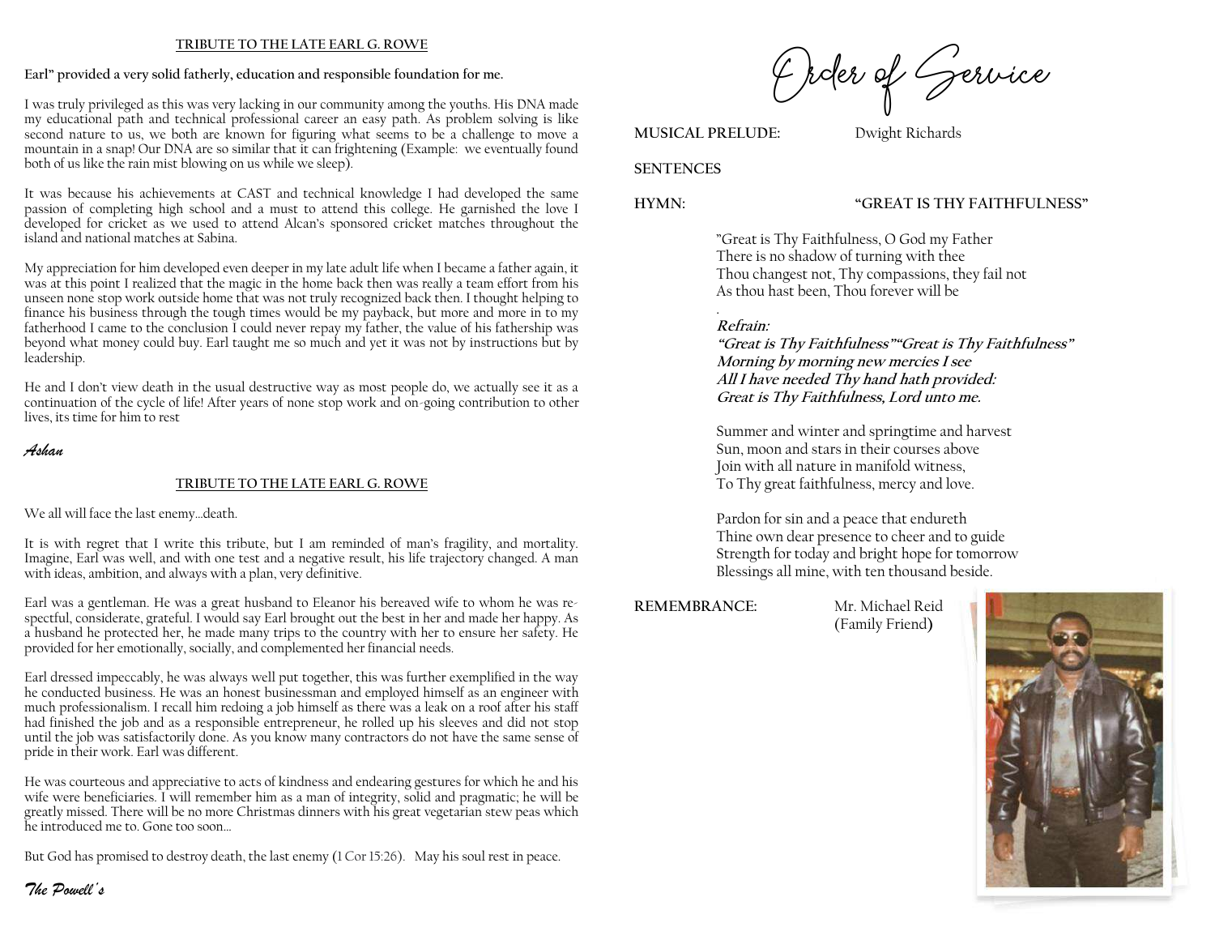## TRIBUTE TO THE LATE EARL G. ROWE

**Earl" provided a very solid fatherly, education and responsible foundation for me.**

I was truly privileged as this was very lacking in our community among the youths. His DNA made my educational path and technical professional career an easy path. As problem solving is like second nature to us, we both are known for figuring what seems to be a challenge to move a mountain in a snap! Our DNA are so similar that it can frightening (Example: we eventually found both of us like the rain mist blowing on us while we sleep).

It was because his achievements at CAST and technical knowledge I had developed the same passion of completing high school and a must to attend this college. He garnished the love I developed for cricket as we used to attend Alcan's sponsored cricket matches throughout the island and national matches at Sabina.

My appreciation for him developed even deeper in my late adult life when I became a father again, it was at this point I realized that the magic in the home back then was really a team effort from his unseen none stop work outside home that was not truly recognized back then. I thought helping to finance his business through the tough times would be my payback, but more and more in to my fatherhood I came to the conclusion I could never repay my father, the value of his fathership was beyond what money could buy. Earl taught me so much and yet it was not by instructions but by leadership.

He and I don't view death in the usual destructive way as most people do, we actually see it as a continuation of the cycle of life! After years of none stop work and on-going contribution to other lives, its time for him to rest

*Ashan*

## TRIBUTE TO THE LATE EARL G. ROWE

We all will face the last enemy…death.

It is with regret that I write this tribute, but I am reminded of man's fragility, and mortality. Imagine, Earl was well, and with one test and a negative result, his life trajectory changed. A man with ideas, ambition, and always with a plan, very definitive.

Earl was a gentleman. He was a great husband to Eleanor his bereaved wife to whom he was respectful, considerate, grateful. I would say Earl brought out the best in her and made her happy. As a husband he protected her, he made many trips to the country with her to ensure her safety. He provided for her emotionally, socially, and complemented her financial needs.

Earl dressed impeccably, he was always well put together, this was further exemplified in the way he conducted business. He was an honest businessman and employed himself as an engineer with much professionalism. I recall him redoing a job himself as there was a leak on a roof after his staff had finished the job and as a responsible entrepreneur, he rolled up his sleeves and did not stop until the job was satisfactorily done. As you know many contractors do not have the same sense of pride in their work. Earl was different.

He was courteous and appreciative to acts of kindness and endearing gestures for which he and his wife were beneficiaries. I will remember him as a man of integrity, solid and pragmatic; he will be greatly missed. There will be no more Christmas dinners with his great vegetarian stew peas which he introduced me to. Gone too soon…

But God has promised to destroy death, the last enemy (1 Cor 15:26). May his soul rest in peace.

*The Powell's*

# Order of Service

**MUSICAL PRELUDE:** Dwight Richards

**SENTENCES**

**HYMN:** **"GREAT IS THY FAITHFULNESS"**

"Great is Thy Faithfulness, O God my Father
There is no shadow of turning with thee
Thou changest not, Thy compassions, they fail not
As thou hast been, Thou forever will be

***Refrain:***
***"Great is Thy Faithfulness""Great is Thy Faithfulness"***
***Morning by morning new mercies I see***
***All I have needed Thy hand hath provided:***
***Great is Thy Faithfulness, Lord unto me.***

Summer and winter and springtime and harvest
Sun, moon and stars in their courses above
Join with all nature in manifold witness,
To Thy great faithfulness, mercy and love.

Pardon for sin and a peace that endureth
Thine own dear presence to cheer and to guide
Strength for today and bright hope for tomorrow
Blessings all mine, with ten thousand beside.

**REMEMBRANCE:** Mr. Michael Reid (Family Friend)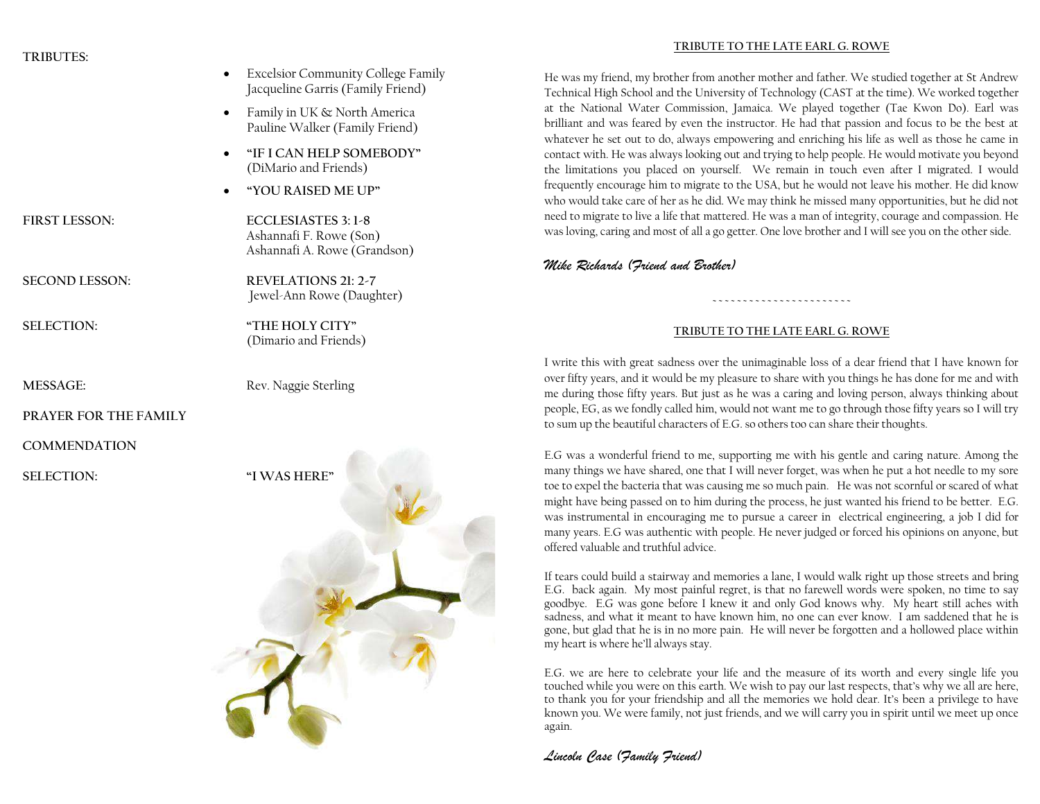**TRIBUTES:**

- Excelsior Community College Family
  Jacqueline Garris (Family Friend)
- Family in UK & North America
  Pauline Walker (Family Friend)
- **"IF I CAN HELP SOMEBODY"**
  (DiMario and Friends)
- **"YOU RAISED ME UP"**

**FIRST LESSON:** **ECCLESIASTES 3: 1-8**
Ashannafi F. Rowe (Son)
Ashannafi A. Rowe (Grandson)

**SECOND LESSON:** **REVELATIONS 21: 2-7**
Jewel-Ann Rowe (Daughter)

**SELECTION:** **"THE HOLY CITY"**
(Dimario and Friends)

**MESSAGE:** Rev. Naggie Sterling

**PRAYER FOR THE FAMILY**

**COMMENDATION**

**SELECTION:** **"I WAS HERE"**

**TRIBUTE TO THE LATE EARL G. ROWE**

He was my friend, my brother from another mother and father. We studied together at St Andrew Technical High School and the University of Technology (CAST at the time). We worked together at the National Water Commission, Jamaica. We played together (Tae Kwon Do). Earl was brilliant and was feared by even the instructor. He had that passion and focus to be the best at whatever he set out to do, always empowering and enriching his life as well as those he came in contact with. He was always looking out and trying to help people. He would motivate you beyond the limitations you placed on yourself. We remain in touch even after I migrated. I would frequently encourage him to migrate to the USA, but he would not leave his mother. He did know who would take care of her as he did. We may think he missed many opportunities, but he did not need to migrate to live a life that mattered. He was a man of integrity, courage and compassion. He was loving, caring and most of all a go getter. One love brother and I will see you on the other side.

*Mike Richards (Friend and Brother)*

~ ~ ~ ~ ~ ~ ~ ~ ~ ~ ~ ~ ~ ~ ~ ~ ~ ~ ~ ~ ~ ~

**TRIBUTE TO THE LATE EARL G. ROWE**

I write this with great sadness over the unimaginable loss of a dear friend that I have known for over fifty years, and it would be my pleasure to share with you things he has done for me and with me during those fifty years. But just as he was a caring and loving person, always thinking about people, EG, as we fondly called him, would not want me to go through those fifty years so I will try to sum up the beautiful characters of E.G. so others too can share their thoughts.

E.G was a wonderful friend to me, supporting me with his gentle and caring nature. Among the many things we have shared, one that I will never forget, was when he put a hot needle to my sore toe to expel the bacteria that was causing me so much pain. He was not scornful or scared of what might have being passed on to him during the process, he just wanted his friend to be better. E.G. was instrumental in encouraging me to pursue a career in electrical engineering, a job I did for many years. E.G was authentic with people. He never judged or forced his opinions on anyone, but offered valuable and truthful advice.

If tears could build a stairway and memories a lane, I would walk right up those streets and bring E.G. back again. My most painful regret, is that no farewell words were spoken, no time to say goodbye. E.G was gone before I knew it and only God knows why. My heart still aches with sadness, and what it meant to have known him, no one can ever know. I am saddened that he is gone, but glad that he is in no more pain. He will never be forgotten and a hollowed place within my heart is where he'll always stay.

E.G. we are here to celebrate your life and the measure of its worth and every single life you touched while you were on this earth. We wish to pay our last respects, that's why we all are here, to thank you for your friendship and all the memories we hold dear. It's been a privilege to have known you. We were family, not just friends, and we will carry you in spirit until we meet up once again.

*Lincoln Case (Family Friend)*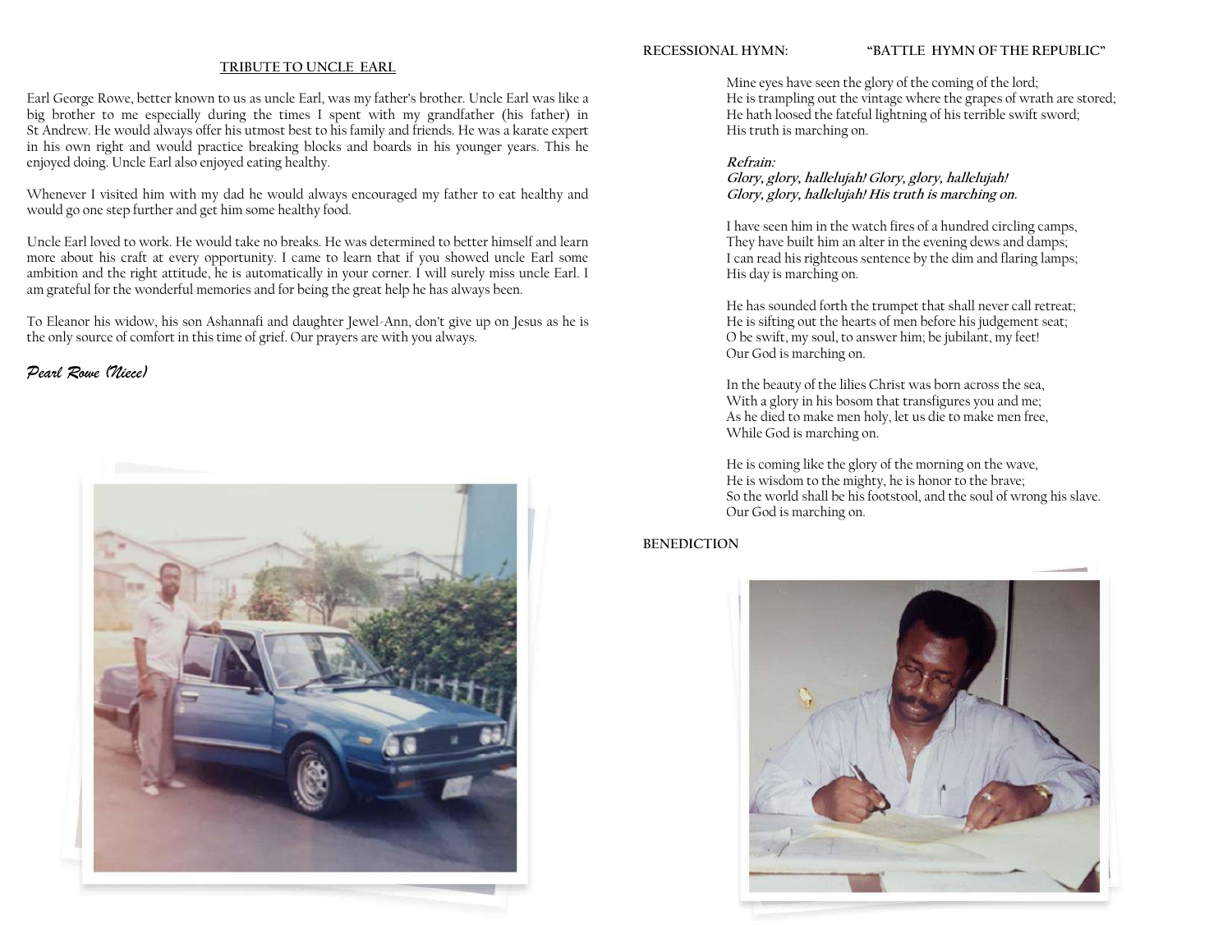## TRIBUTE TO UNCLE EARL

Earl George Rowe, better known to us as uncle Earl, was my father's brother. Uncle Earl was like a big brother to me especially during the times I spent with my grandfather (his father) in St Andrew. He would always offer his utmost best to his family and friends. He was a karate expert in his own right and would practice breaking blocks and boards in his younger years. This he enjoyed doing. Uncle Earl also enjoyed eating healthy.

Whenever I visited him with my dad he would always encouraged my father to eat healthy and would go one step further and get him some healthy food.

Uncle Earl loved to work. He would take no breaks. He was determined to better himself and learn more about his craft at every opportunity. I came to learn that if you showed uncle Earl some ambition and the right attitude, he is automatically in your corner. I will surely miss uncle Earl. I am grateful for the wonderful memories and for being the great help he has always been.

To Eleanor his widow, his son Ashannafi and daughter Jewel-Ann, don't give up on Jesus as he is the only source of comfort in this time of grief. Our prayers are with you always.

*Pearl Rowe (Niece)*

**RECESSIONAL HYMN: "BATTLE HYMN OF THE REPUBLIC"**

Mine eyes have seen the glory of the coming of the lord;
He is trampling out the vintage where the grapes of wrath are stored;
He hath loosed the fateful lightning of his terrible swift sword;
His truth is marching on.

***Refrain:***
***Glory, glory, hallelujah! Glory, glory, hallelujah!***
***Glory, glory, hallelujah! His truth is marching on.***

I have seen him in the watch fires of a hundred circling camps,
They have built him an alter in the evening dews and damps;
I can read his righteous sentence by the dim and flaring lamps;
His day is marching on.

He has sounded forth the trumpet that shall never call retreat;
He is sifting out the hearts of men before his judgement seat;
O be swift, my soul, to answer him; be jubilant, my feet!
Our God is marching on.

In the beauty of the lilies Christ was born across the sea,
With a glory in his bosom that transfigures you and me;
As he died to make men holy, let us die to make men free,
While God is marching on.

He is coming like the glory of the morning on the wave,
He is wisdom to the mighty, he is honor to the brave;
So the world shall be his footstool, and the soul of wrong his slave.
Our God is marching on.

**BENEDICTION**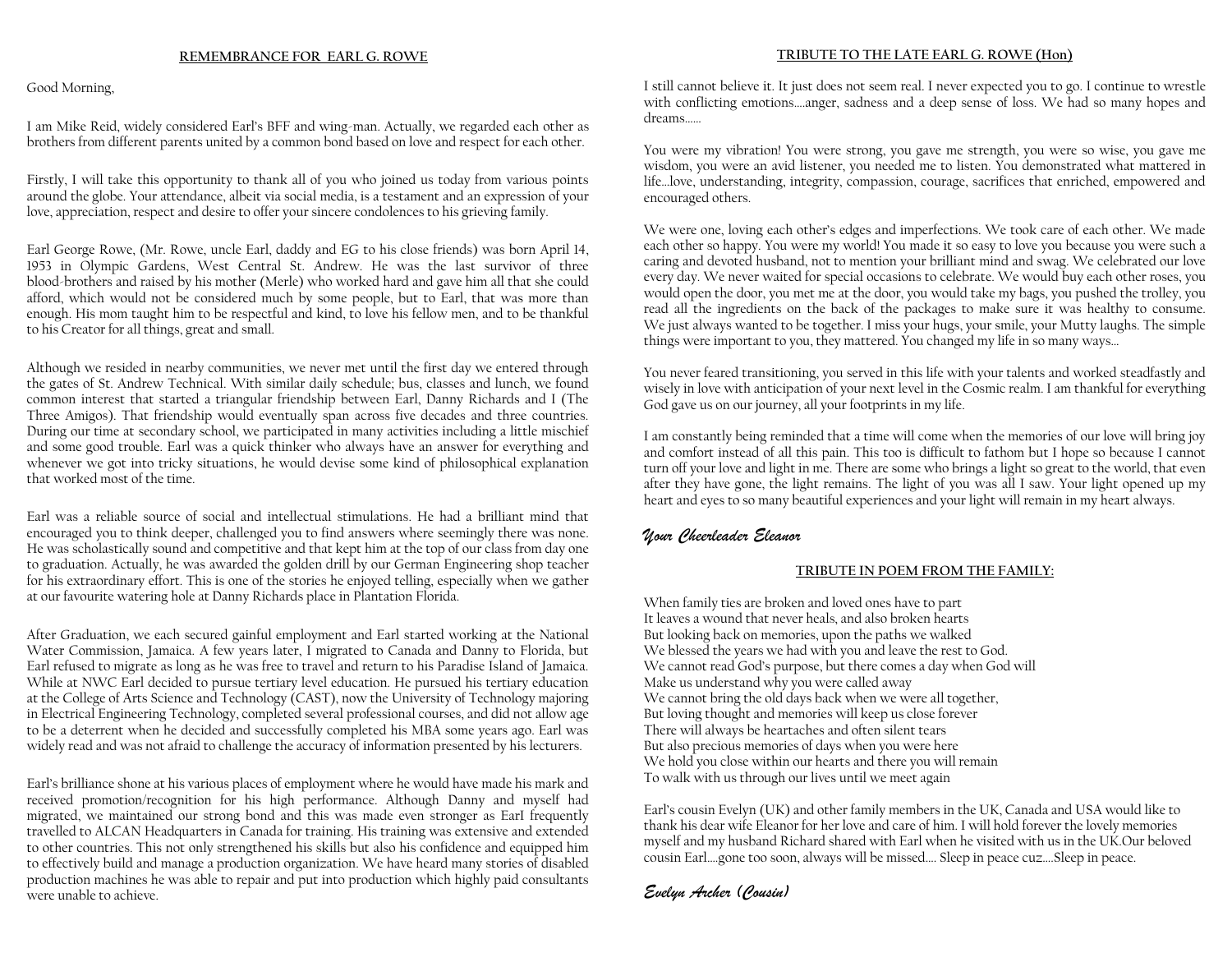## REMEMBRANCE FOR EARL G. ROWE

Good Morning,

I am Mike Reid, widely considered Earl's BFF and wing-man. Actually, we regarded each other as brothers from different parents united by a common bond based on love and respect for each other.

Firstly, I will take this opportunity to thank all of you who joined us today from various points around the globe. Your attendance, albeit via social media, is a testament and an expression of your love, appreciation, respect and desire to offer your sincere condolences to his grieving family.

Earl George Rowe, (Mr. Rowe, uncle Earl, daddy and EG to his close friends) was born April 14, 1953 in Olympic Gardens, West Central St. Andrew. He was the last survivor of three blood-brothers and raised by his mother (Merle) who worked hard and gave him all that she could afford, which would not be considered much by some people, but to Earl, that was more than enough. His mom taught him to be respectful and kind, to love his fellow men, and to be thankful to his Creator for all things, great and small.

Although we resided in nearby communities, we never met until the first day we entered through the gates of St. Andrew Technical. With similar daily schedule; bus, classes and lunch, we found common interest that started a triangular friendship between Earl, Danny Richards and I (The Three Amigos). That friendship would eventually span across five decades and three countries. During our time at secondary school, we participated in many activities including a little mischief and some good trouble. Earl was a quick thinker who always have an answer for everything and whenever we got into tricky situations, he would devise some kind of philosophical explanation that worked most of the time.

Earl was a reliable source of social and intellectual stimulations. He had a brilliant mind that encouraged you to think deeper, challenged you to find answers where seemingly there was none. He was scholastically sound and competitive and that kept him at the top of our class from day one to graduation. Actually, he was awarded the golden drill by our German Engineering shop teacher for his extraordinary effort. This is one of the stories he enjoyed telling, especially when we gather at our favourite watering hole at Danny Richards place in Plantation Florida.

After Graduation, we each secured gainful employment and Earl started working at the National Water Commission, Jamaica. A few years later, I migrated to Canada and Danny to Florida, but Earl refused to migrate as long as he was free to travel and return to his Paradise Island of Jamaica. While at NWC Earl decided to pursue tertiary level education. He pursued his tertiary education at the College of Arts Science and Technology (CAST), now the University of Technology majoring in Electrical Engineering Technology, completed several professional courses, and did not allow age to be a deterrent when he decided and successfully completed his MBA some years ago. Earl was widely read and was not afraid to challenge the accuracy of information presented by his lecturers.

Earl's brilliance shone at his various places of employment where he would have made his mark and received promotion/recognition for his high performance. Although Danny and myself had migrated, we maintained our strong bond and this was made even stronger as Earl frequently travelled to ALCAN Headquarters in Canada for training. His training was extensive and extended to other countries. This not only strengthened his skills but also his confidence and equipped him to effectively build and manage a production organization. We have heard many stories of disabled production machines he was able to repair and put into production which highly paid consultants were unable to achieve.

## TRIBUTE TO THE LATE EARL G. ROWE (Hon)

I still cannot believe it. It just does not seem real. I never expected you to go. I continue to wrestle with conflicting emotions....anger, sadness and a deep sense of loss. We had so many hopes and dreams......

You were my vibration! You were strong, you gave me strength, you were so wise, you gave me wisdom, you were an avid listener, you needed me to listen. You demonstrated what mattered in life...love, understanding, integrity, compassion, courage, sacrifices that enriched, empowered and encouraged others.

We were one, loving each other's edges and imperfections. We took care of each other. We made each other so happy. You were my world! You made it so easy to love you because you were such a caring and devoted husband, not to mention your brilliant mind and swag. We celebrated our love every day. We never waited for special occasions to celebrate. We would buy each other roses, you would open the door, you met me at the door, you would take my bags, you pushed the trolley, you read all the ingredients on the back of the packages to make sure it was healthy to consume. We just always wanted to be together. I miss your hugs, your smile, your Mutty laughs. The simple things were important to you, they mattered. You changed my life in so many ways...

You never feared transitioning, you served in this life with your talents and worked steadfastly and wisely in love with anticipation of your next level in the Cosmic realm. I am thankful for everything God gave us on our journey, all your footprints in my life.

I am constantly being reminded that a time will come when the memories of our love will bring joy and comfort instead of all this pain. This too is difficult to fathom but I hope so because I cannot turn off your love and light in me. There are some who brings a light so great to the world, that even after they have gone, the light remains. The light of you was all I saw. Your light opened up my heart and eyes to so many beautiful experiences and your light will remain in my heart always.

*Your Cheerleader Eleanor*

## TRIBUTE IN POEM FROM THE FAMILY:

When family ties are broken and loved ones have to part
It leaves a wound that never heals, and also broken hearts
But looking back on memories, upon the paths we walked
We blessed the years we had with you and leave the rest to God.
We cannot read God's purpose, but there comes a day when God will
Make us understand why you were called away
We cannot bring the old days back when we were all together,
But loving thought and memories will keep us close forever
There will always be heartaches and often silent tears
But also precious memories of days when you were here
We hold you close within our hearts and there you will remain
To walk with us through our lives until we meet again

Earl's cousin Evelyn (UK) and other family members in the UK, Canada and USA would like to thank his dear wife Eleanor for her love and care of him. I will hold forever the lovely memories myself and my husband Richard shared with Earl when he visited with us in the UK.Our beloved cousin Earl....gone too soon, always will be missed.... Sleep in peace cuz....Sleep in peace.

*Evelyn Archer (Cousin)*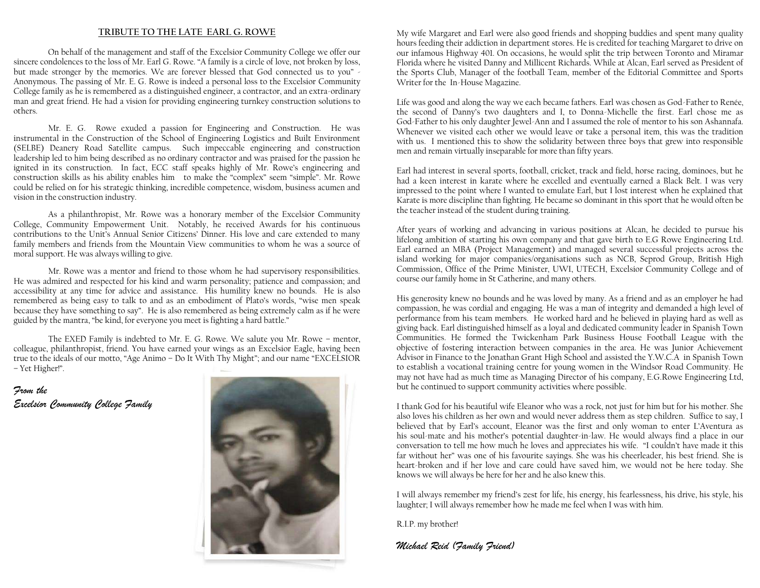## TRIBUTE TO THE LATE EARL G. ROWE

On behalf of the management and staff of the Excelsior Community College we offer our sincere condolences to the loss of Mr. Earl G. Rowe. "A family is a circle of love, not broken by loss, but made stronger by the memories. We are forever blessed that God connected us to you" - Anonymous. The passing of Mr. E. G. Rowe is indeed a personal loss to the Excelsior Community College family as he is remembered as a distinguished engineer, a contractor, and an extra-ordinary man and great friend. He had a vision for providing engineering turnkey construction solutions to others.

Mr. E. G. Rowe exuded a passion for Engineering and Construction. He was instrumental in the Construction of the School of Engineering Logistics and Built Environment (SELBE) Deanery Road Satellite campus. Such impeccable engineering and construction leadership led to him being described as no ordinary contractor and was praised for the passion he ignited in its construction. In fact, ECC staff speaks highly of Mr. Rowe's engineering and construction skills as his ability enables him to make the "complex" seem "simple". Mr. Rowe could be relied on for his strategic thinking, incredible competence, wisdom, business acumen and vision in the construction industry.

As a philanthropist, Mr. Rowe was a honorary member of the Excelsior Community College, Community Empowerment Unit. Notably, he received Awards for his continuous contributions to the Unit's Annual Senior Citizens' Dinner. His love and care extended to many family members and friends from the Mountain View communities to whom he was a source of moral support. He was always willing to give.

Mr. Rowe was a mentor and friend to those whom he had supervisory responsibilities. He was admired and respected for his kind and warm personality; patience and compassion; and accessibility at any time for advice and assistance. His humility knew no bounds. He is also remembered as being easy to talk to and as an embodiment of Plato's words, "wise men speak because they have something to say". He is also remembered as being extremely calm as if he were guided by the mantra, "be kind, for everyone you meet is fighting a hard battle."

The EXED Family is indebted to Mr. E. G. Rowe. We salute you Mr. Rowe – mentor, colleague, philanthropist, friend. You have earned your wings as an Excelsior Eagle, having been true to the ideals of our motto, "Age Animo – Do It With Thy Might"; and our name "EXCELSIOR – Yet Higher!".

*From the*
*Excelsior Community College Family*

My wife Margaret and Earl were also good friends and shopping buddies and spent many quality hours feeding their addiction in department stores. He is credited for teaching Margaret to drive on our infamous Highway 401. On occasions, he would split the trip between Toronto and Miramar Florida where he visited Danny and Millicent Richards. While at Alcan, Earl served as President of the Sports Club, Manager of the football Team, member of the Editorial Committee and Sports Writer for the In-House Magazine.

Life was good and along the way we each became fathers. Earl was chosen as God-Father to Renée, the second of Danny's two daughters and I, to Donna-Michelle the first. Earl chose me as God-Father to his only daughter Jewel-Ann and I assumed the role of mentor to his son Ashannafa. Whenever we visited each other we would leave or take a personal item, this was the tradition with us. I mentioned this to show the solidarity between three boys that grew into responsible men and remain virtually inseparable for more than fifty years.

Earl had interest in several sports, football, cricket, track and field, horse racing, dominoes, but he had a keen interest in karate where he excelled and eventually earned a Black Belt. I was very impressed to the point where I wanted to emulate Earl, but I lost interest when he explained that Karate is more discipline than fighting. He became so dominant in this sport that he would often be the teacher instead of the student during training.

After years of working and advancing in various positions at Alcan, he decided to pursue his lifelong ambition of starting his own company and that gave birth to E.G Rowe Engineering Ltd. Earl earned an MBA (Project Management) and managed several successful projects across the island working for major companies/organisations such as NCB, Seprod Group, British High Commission, Office of the Prime Minister, UWI, UTECH, Excelsior Community College and of course our family home in St Catherine, and many others.

His generosity knew no bounds and he was loved by many. As a friend and as an employer he had compassion, he was cordial and engaging. He was a man of integrity and demanded a high level of performance from his team members. He worked hard and he believed in playing hard as well as giving back. Earl distinguished himself as a loyal and dedicated community leader in Spanish Town Communities. He formed the Twickenham Park Business House Football League with the objective of fostering interaction between companies in the area. He was Junior Achievement Advisor in Finance to the Jonathan Grant High School and assisted the Y.W.C.A in Spanish Town to establish a vocational training centre for young women in the Windsor Road Community. He may not have had as much time as Managing Director of his company, E.G.Rowe Engineering Ltd, but he continued to support community activities where possible.

I thank God for his beautiful wife Eleanor who was a rock, not just for him but for his mother. She also loves his children as her own and would never address them as step children. Suffice to say, I believed that by Earl's account, Eleanor was the first and only woman to enter L'Aventura as his soul-mate and his mother's potential daughter-in-law. He would always find a place in our conversation to tell me how much he loves and appreciates his wife. "I couldn't have made it this far without her" was one of his favourite sayings. She was his cheerleader, his best friend. She is heart-broken and if her love and care could have saved him, we would not be here today. She knows we will always be here for her and he also knew this.

I will always remember my friend's zest for life, his energy, his fearlessness, his drive, his style, his laughter; I will always remember how he made me feel when I was with him.

R.I.P. my brother!

*Michael Reid (Family Friend)*